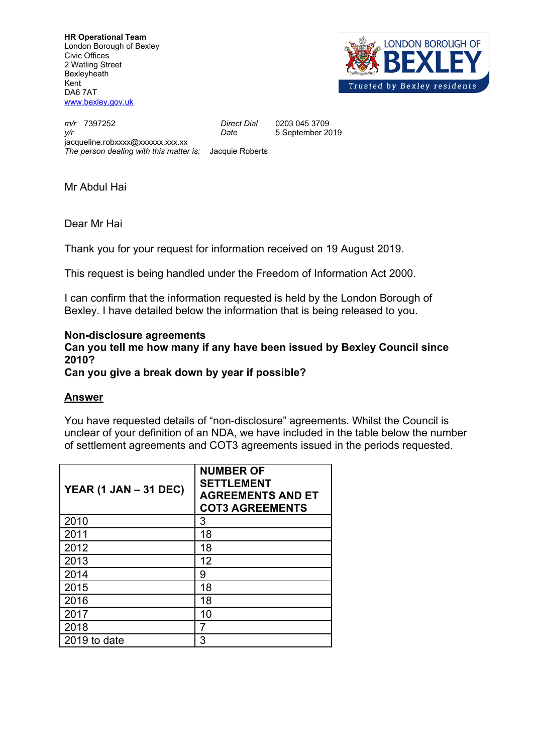**HR Operational Team**
London Borough of Bexley
Civic Offices
2 Watling Street
Bexleyheath
Kent
DA6 7AT
[www.bexley.gov.uk](http://www.bexley.gov.uk)

LONDON BOROUGH OF BEXLEY
Trusted by Bexley residents

*m/r* 7397252 *Direct Dial* 0203 045 3709
*y/r* *Date* 5 September 2019
jacqueline.robxxxx@xxxxxx.xxx.xx
*The person dealing with this matter is:* Jacquie Roberts

Mr Abdul Hai

Dear Mr Hai

Thank you for your request for information received on 19 August 2019.

This request is being handled under the Freedom of Information Act 2000.

I can confirm that the information requested is held by the London Borough of Bexley. I have detailed below the information that is being released to you.

**Non-disclosure agreements**
**Can you tell me how many if any have been issued by Bexley Council since 2010?**
**Can you give a break down by year if possible?**

**Answer**

You have requested details of "non-disclosure" agreements. Whilst the Council is unclear of your definition of an NDA, we have included in the table below the number of settlement agreements and COT3 agreements issued in the periods requested.

| YEAR (1 JAN – 31 DEC) | NUMBER OF SETTLEMENT AGREEMENTS AND ET COT3 AGREEMENTS |
|---|---|
| 2010 | 3 |
| 2011 | 18 |
| 2012 | 18 |
| 2013 | 12 |
| 2014 | 9 |
| 2015 | 18 |
| 2016 | 18 |
| 2017 | 10 |
| 2018 | 7 |
| 2019 to date | 3 |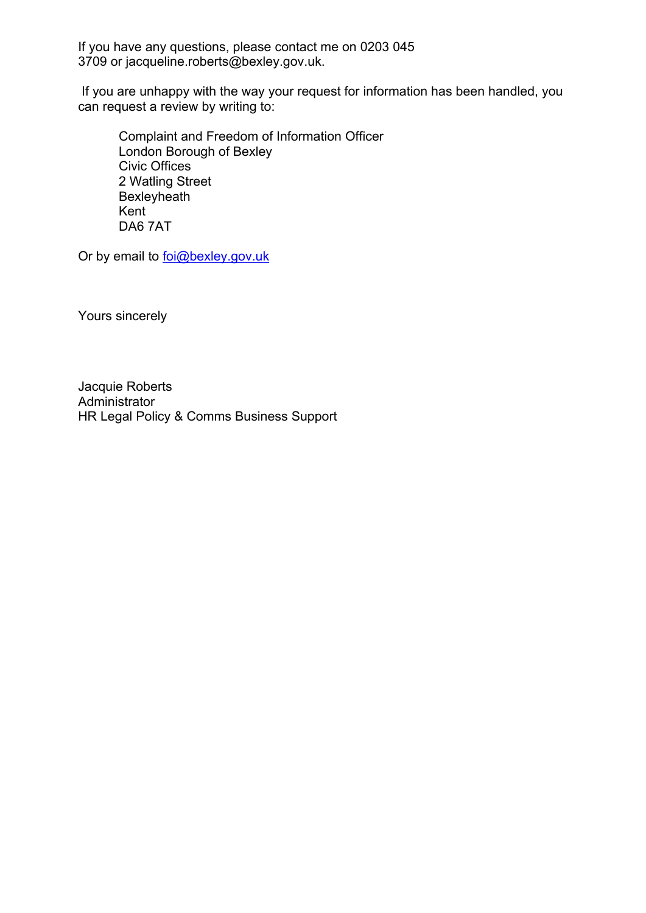If you have any questions, please contact me on 0203 045 3709 or jacqueline.roberts@bexley.gov.uk.

If you are unhappy with the way your request for information has been handled, you can request a review by writing to:

> Complaint and Freedom of Information Officer
> London Borough of Bexley
> Civic Offices
> 2 Watling Street
> Bexleyheath
> Kent
> DA6 7AT

Or by email to foi@bexley.gov.uk

Yours sincerely

Jacquie Roberts
Administrator
HR Legal Policy & Comms Business Support